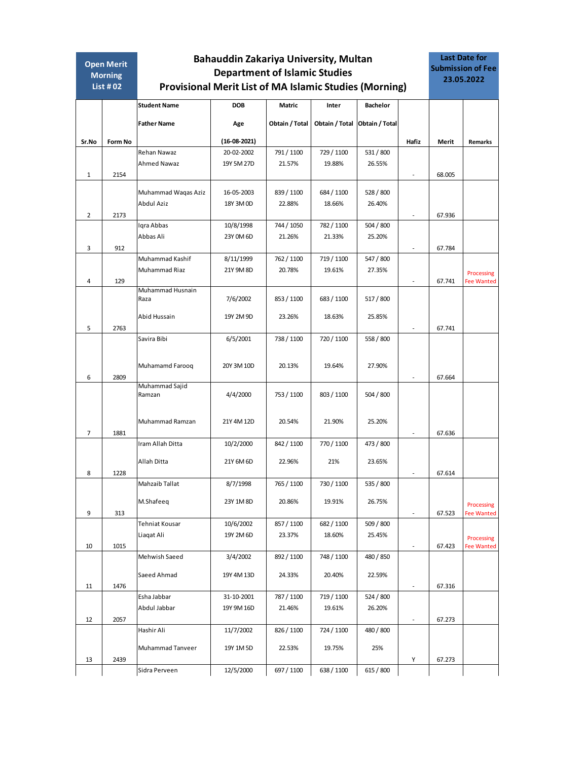**Open Merit Morning List # 02**

# Bahauddin Zakariya University, Multan
## Department of Islamic Studies
## Provisional Merit List of MA Islamic Studies (Morning)

**Last Date for Submission of Fee 23.05.2022**

| Sr.No | Form No | Student Name / Father Name | DOB / Age (16-08-2021) | Matric Obtain / Total | Inter Obtain / Total | Bachelor Obtain / Total | Hafiz | Merit | Remarks |
|---|---|---|---|---|---|---|---|---|---|
| 1 | 2154 | Rehan Nawaz<br>Ahmed Nawaz | 20-02-2002<br>19Y 5M 27D | 791 / 1100<br>21.57% | 729 / 1100<br>19.88% | 531 / 800<br>26.55% | - | 68.005 | |
| 2 | 2173 | Muhammad Waqas Aziz<br>Abdul Aziz | 16-05-2003<br>18Y 3M 0D | 839 / 1100<br>22.88% | 684 / 1100<br>18.66% | 528 / 800<br>26.40% | - | 67.936 | |
| 3 | 912 | Iqra Abbas<br>Abbas Ali | 10/8/1998<br>23Y 0M 6D | 744 / 1050<br>21.26% | 782 / 1100<br>21.33% | 504 / 800<br>25.20% | - | 67.784 | |
| 4 | 129 | Muhammad Kashif<br>Muhammad Riaz | 8/11/1999<br>21Y 9M 8D | 762 / 1100<br>20.78% | 719 / 1100<br>19.61% | 547 / 800<br>27.35% | - | 67.741 | Processing Fee Wanted |
| 5 | 2763 | Muhammad Husnain Raza<br>Abid Hussain | 7/6/2002<br>19Y 2M 9D | 853 / 1100<br>23.26% | 683 / 1100<br>18.63% | 517 / 800<br>25.85% | - | 67.741 | |
| 6 | 2809 | Savira Bibi<br>Muhamamd Farooq | 6/5/2001<br>20Y 3M 10D | 738 / 1100<br>20.13% | 720 / 1100<br>19.64% | 558 / 800<br>27.90% | - | 67.664 | |
| 7 | 1881 | Muhammad Sajid Ramzan<br>Muhammad Ramzan | 4/4/2000<br>21Y 4M 12D | 753 / 1100<br>20.54% | 803 / 1100<br>21.90% | 504 / 800<br>25.20% | - | 67.636 | |
| 8 | 1228 | Iram Allah Ditta<br>Allah Ditta | 10/2/2000<br>21Y 6M 6D | 842 / 1100<br>22.96% | 770 / 1100<br>21% | 473 / 800<br>23.65% | - | 67.614 | |
| 9 | 313 | Mahzaib Tallat<br>M.Shafeeq | 8/7/1998<br>23Y 1M 8D | 765 / 1100<br>20.86% | 730 / 1100<br>19.91% | 535 / 800<br>26.75% | - | 67.523 | Processing Fee Wanted |
| 10 | 1015 | Tehniat Kousar<br>Liaqat Ali | 10/6/2002<br>19Y 2M 6D | 857 / 1100<br>23.37% | 682 / 1100<br>18.60% | 509 / 800<br>25.45% | - | 67.423 | Processing Fee Wanted |
| 11 | 1476 | Mehwish Saeed<br>Saeed Ahmad | 3/4/2002<br>19Y 4M 13D | 892 / 1100<br>24.33% | 748 / 1100<br>20.40% | 480 / 850<br>22.59% | - | 67.316 | |
| 12 | 2057 | Esha Jabbar<br>Abdul Jabbar | 31-10-2001<br>19Y 9M 16D | 787 / 1100<br>21.46% | 719 / 1100<br>19.61% | 524 / 800<br>26.20% | - | 67.273 | |
| 13 | 2439 | Hashir Ali<br>Muhammad Tanveer | 11/7/2002<br>19Y 1M 5D | 826 / 1100<br>22.53% | 724 / 1100<br>19.75% | 480 / 800<br>25% | Y | 67.273 | |
| | | Sidra Perveen | 12/5/2000 | 697 / 1100 | 638 / 1100 | 615 / 800 | | | |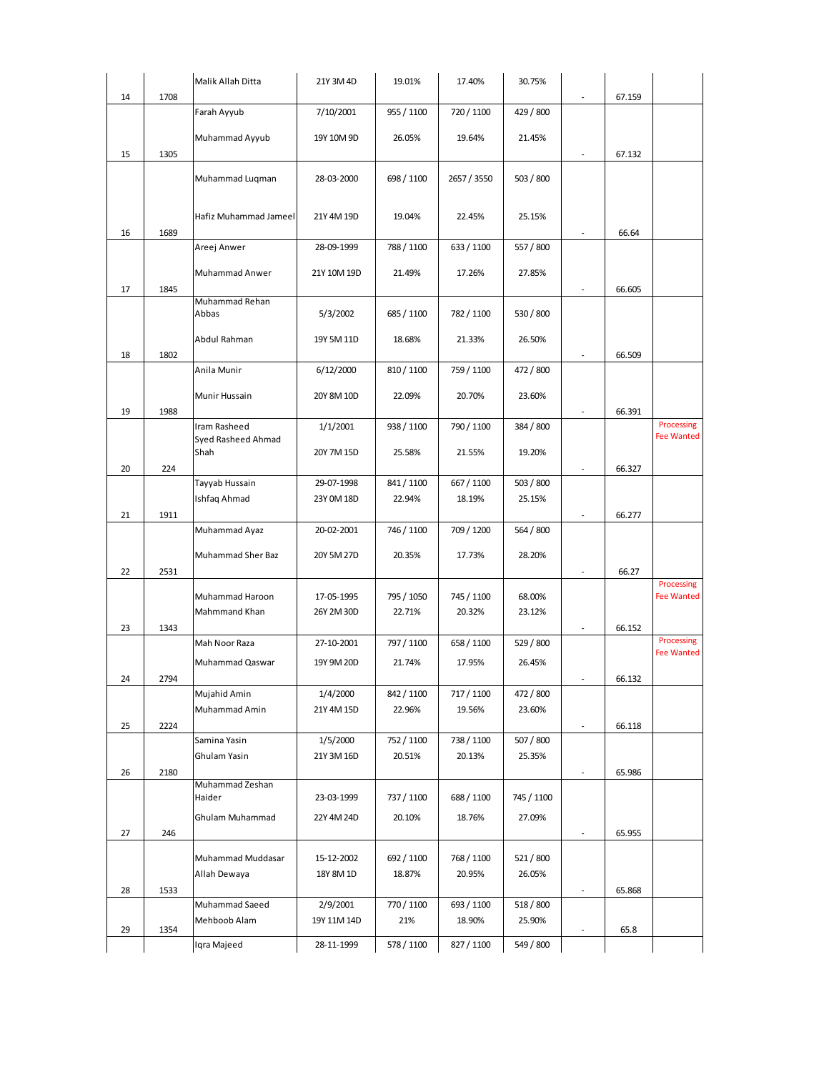| | | | | | | | | | |
|---|---|---|---|---|---|---|---|---|---|
| 14 | 1708 | Malik Allah Ditta | 21Y 3M 4D | 19.01% | 17.40% | 30.75% | - | 67.159 | |
| 15 | 1305 | Farah Ayyub<br>Muhammad Ayyub | 7/10/2001<br>19Y 10M 9D | 955 / 1100<br>26.05% | 720 / 1100<br>19.64% | 429 / 800<br>21.45% | - | 67.132 | |
| 16 | 1689 | Muhammad Luqman<br>Hafiz Muhammad Jameel | 28-03-2000<br>21Y 4M 19D | 698 / 1100<br>19.04% | 2657 / 3550<br>22.45% | 503 / 800<br>25.15% | - | 66.64 | |
| 17 | 1845 | Areej Anwer<br>Muhammad Anwer | 28-09-1999<br>21Y 10M 19D | 788 / 1100<br>21.49% | 633 / 1100<br>17.26% | 557 / 800<br>27.85% | - | 66.605 | |
| 18 | 1802 | Muhammad Rehan Abbas<br>Abdul Rahman | 5/3/2002<br>19Y 5M 11D | 685 / 1100<br>18.68% | 782 / 1100<br>21.33% | 530 / 800<br>26.50% | - | 66.509 | |
| 19 | 1988 | Anila Munir<br>Munir Hussain | 6/12/2000<br>20Y 8M 10D | 810 / 1100<br>22.09% | 759 / 1100<br>20.70% | 472 / 800<br>23.60% | - | 66.391 | |
| 20 | 224 | Iram Rasheed<br>Syed Rasheed Ahmad Shah | 1/1/2001<br>20Y 7M 15D | 938 / 1100<br>25.58% | 790 / 1100<br>21.55% | 384 / 800<br>19.20% | - | 66.327 | Processing Fee Wanted |
| 21 | 1911 | Tayyab Hussain<br>Ishfaq Ahmad | 29-07-1998<br>23Y 0M 18D | 841 / 1100<br>22.94% | 667 / 1100<br>18.19% | 503 / 800<br>25.15% | - | 66.277 | |
| 22 | 2531 | Muhammad Ayaz<br>Muhammad Sher Baz | 20-02-2001<br>20Y 5M 27D | 746 / 1100<br>20.35% | 709 / 1200<br>17.73% | 564 / 800<br>28.20% | - | 66.27 | |
| 23 | 1343 | Muhammad Haroon<br>Mahmmand Khan | 17-05-1995<br>26Y 2M 30D | 795 / 1050<br>22.71% | 745 / 1100<br>20.32% | 68.00%<br>23.12% | - | 66.152 | Processing Fee Wanted |
| 24 | 2794 | Mah Noor Raza<br>Muhammad Qaswar | 27-10-2001<br>19Y 9M 20D | 797 / 1100<br>21.74% | 658 / 1100<br>17.95% | 529 / 800<br>26.45% | - | 66.132 | Processing Fee Wanted |
| 25 | 2224 | Mujahid Amin<br>Muhammad Amin | 1/4/2000<br>21Y 4M 15D | 842 / 1100<br>22.96% | 717 / 1100<br>19.56% | 472 / 800<br>23.60% | - | 66.118 | |
| 26 | 2180 | Samina Yasin<br>Ghulam Yasin | 1/5/2000<br>21Y 3M 16D | 752 / 1100<br>20.51% | 738 / 1100<br>20.13% | 507 / 800<br>25.35% | - | 65.986 | |
| 27 | 246 | Muhammad Zeshan Haider<br>Ghulam Muhammad | 23-03-1999<br>22Y 4M 24D | 737 / 1100<br>20.10% | 688 / 1100<br>18.76% | 745 / 1100<br>27.09% | - | 65.955 | |
| 28 | 1533 | Muhammad Muddasar<br>Allah Dewaya | 15-12-2002<br>18Y 8M 1D | 692 / 1100<br>18.87% | 768 / 1100<br>20.95% | 521 / 800<br>26.05% | - | 65.868 | |
| 29 | 1354 | Muhammad Saeed<br>Mehboob Alam | 2/9/2001<br>19Y 11M 14D | 770 / 1100<br>21% | 693 / 1100<br>18.90% | 518 / 800<br>25.90% | - | 65.8 | |
| | | Iqra Majeed | 28-11-1999 | 578 / 1100 | 827 / 1100 | 549 / 800 | | | |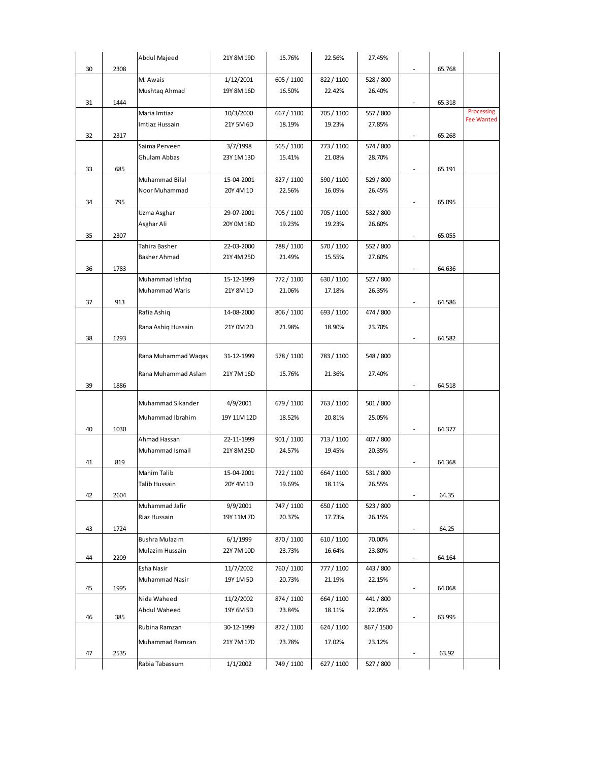| | | | | | | | | | |
|---|---|---|---|---|---|---|---|---|---|
| 30 | 2308 | Abdul Majeed | 21Y 8M 19D | 15.76% | 22.56% | 27.45% | - | 65.768 | |
| 31 | 1444 | M. Awais<br>Mushtaq Ahmad | 1/12/2001<br>19Y 8M 16D | 605 / 1100<br>16.50% | 822 / 1100<br>22.42% | 528 / 800<br>26.40% | - | 65.318 | |
| 32 | 2317 | Maria Imtiaz<br>Imtiaz Hussain | 10/3/2000<br>21Y 5M 6D | 667 / 1100<br>18.19% | 705 / 1100<br>19.23% | 557 / 800<br>27.85% | - | 65.268 | Processing Fee Wanted |
| 33 | 685 | Saima Perveen<br>Ghulam Abbas | 3/7/1998<br>23Y 1M 13D | 565 / 1100<br>15.41% | 773 / 1100<br>21.08% | 574 / 800<br>28.70% | - | 65.191 | |
| 34 | 795 | Muhammad Bilal<br>Noor Muhammad | 15-04-2001<br>20Y 4M 1D | 827 / 1100<br>22.56% | 590 / 1100<br>16.09% | 529 / 800<br>26.45% | - | 65.095 | |
| 35 | 2307 | Uzma Asghar<br>Asghar Ali | 29-07-2001<br>20Y 0M 18D | 705 / 1100<br>19.23% | 705 / 1100<br>19.23% | 532 / 800<br>26.60% | - | 65.055 | |
| 36 | 1783 | Tahira Basher<br>Basher Ahmad | 22-03-2000<br>21Y 4M 25D | 788 / 1100<br>21.49% | 570 / 1100<br>15.55% | 552 / 800<br>27.60% | - | 64.636 | |
| 37 | 913 | Muhammad Ishfaq<br>Muhammad Waris | 15-12-1999<br>21Y 8M 1D | 772 / 1100<br>21.06% | 630 / 1100<br>17.18% | 527 / 800<br>26.35% | - | 64.586 | |
| 38 | 1293 | Rafia Ashiq<br>Rana Ashiq Hussain | 14-08-2000<br>21Y 0M 2D | 806 / 1100<br>21.98% | 693 / 1100<br>18.90% | 474 / 800<br>23.70% | - | 64.582 | |
| 39 | 1886 | Rana Muhammad Waqas<br>Rana Muhammad Aslam | 31-12-1999<br>21Y 7M 16D | 578 / 1100<br>15.76% | 783 / 1100<br>21.36% | 548 / 800<br>27.40% | - | 64.518 | |
| 40 | 1030 | Muhammad Sikander<br>Muhammad Ibrahim | 4/9/2001<br>19Y 11M 12D | 679 / 1100<br>18.52% | 763 / 1100<br>20.81% | 501 / 800<br>25.05% | - | 64.377 | |
| 41 | 819 | Ahmad Hassan<br>Muhammad Ismail | 22-11-1999<br>21Y 8M 25D | 901 / 1100<br>24.57% | 713 / 1100<br>19.45% | 407 / 800<br>20.35% | - | 64.368 | |
| 42 | 2604 | Mahim Talib<br>Talib Hussain | 15-04-2001<br>20Y 4M 1D | 722 / 1100<br>19.69% | 664 / 1100<br>18.11% | 531 / 800<br>26.55% | - | 64.35 | |
| 43 | 1724 | Muhammad Jafir<br>Riaz Hussain | 9/9/2001<br>19Y 11M 7D | 747 / 1100<br>20.37% | 650 / 1100<br>17.73% | 523 / 800<br>26.15% | - | 64.25 | |
| 44 | 2209 | Bushra Mulazim<br>Mulazim Hussain | 6/1/1999<br>22Y 7M 10D | 870 / 1100<br>23.73% | 610 / 1100<br>16.64% | 70.00%<br>23.80% | - | 64.164 | |
| 45 | 1995 | Esha Nasir<br>Muhammad Nasir | 11/7/2002<br>19Y 1M 5D | 760 / 1100<br>20.73% | 777 / 1100<br>21.19% | 443 / 800<br>22.15% | - | 64.068 | |
| 46 | 385 | Nida Waheed<br>Abdul Waheed | 11/2/2002<br>19Y 6M 5D | 874 / 1100<br>23.84% | 664 / 1100<br>18.11% | 441 / 800<br>22.05% | - | 63.995 | |
| 47 | 2535 | Rubina Ramzan<br>Muhammad Ramzan | 30-12-1999<br>21Y 7M 17D | 872 / 1100<br>23.78% | 624 / 1100<br>17.02% | 867 / 1500<br>23.12% | - | 63.92 | |
| | | Rabia Tabassum | 1/1/2002 | 749 / 1100 | 627 / 1100 | 527 / 800 | | | |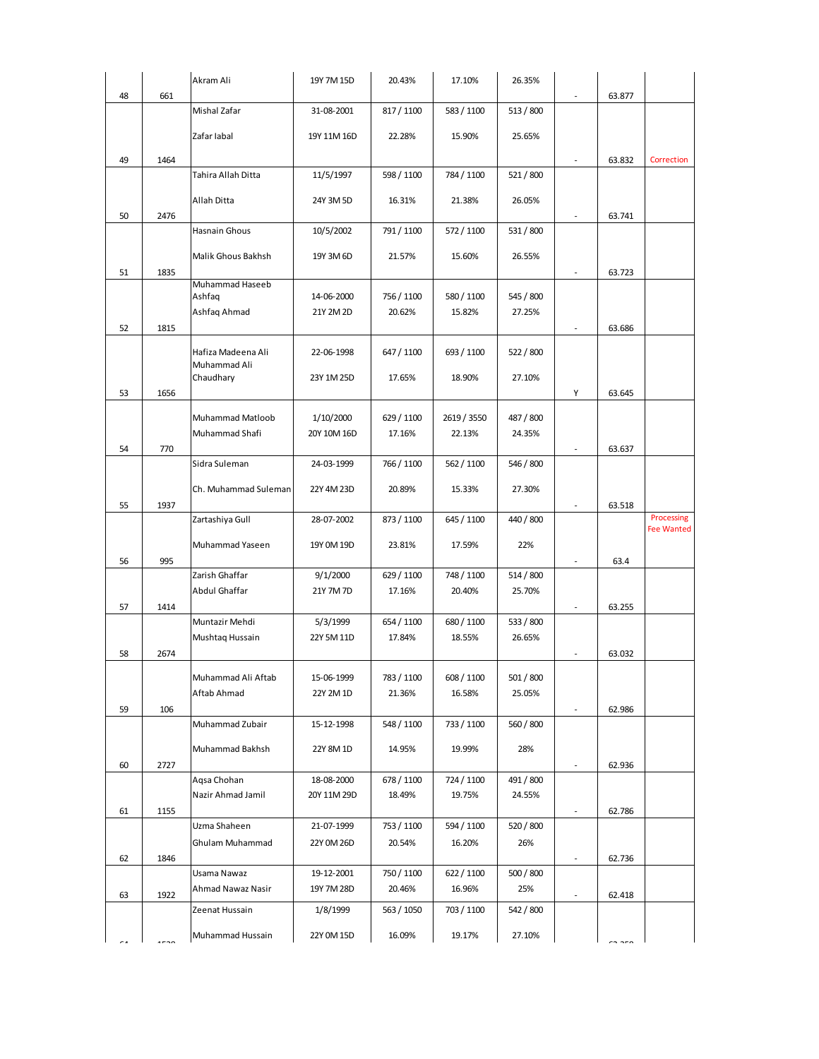| | | | | | | | | | |
|---|---|---|---|---|---|---|---|---|---|
| 48 | 661 | Akram Ali | 19Y 7M 15D | 20.43% | 17.10% | 26.35% | - | 63.877 | |
| 49 | 1464 | Mishal Zafar<br>Zafar Iabal | 31-08-2001<br>19Y 11M 16D | 817 / 1100<br>22.28% | 583 / 1100<br>15.90% | 513 / 800<br>25.65% | - | 63.832 | Correction |
| 50 | 2476 | Tahira Allah Ditta<br>Allah Ditta | 11/5/1997<br>24Y 3M 5D | 598 / 1100<br>16.31% | 784 / 1100<br>21.38% | 521 / 800<br>26.05% | - | 63.741 | |
| 51 | 1835 | Hasnain Ghous<br>Malik Ghous Bakhsh | 10/5/2002<br>19Y 3M 6D | 791 / 1100<br>21.57% | 572 / 1100<br>15.60% | 531 / 800<br>26.55% | - | 63.723 | |
| 52 | 1815 | Muhammad Haseeb Ashfaq<br>Ashfaq Ahmad | 14-06-2000<br>21Y 2M 2D | 756 / 1100<br>20.62% | 580 / 1100<br>15.82% | 545 / 800<br>27.25% | - | 63.686 | |
| 53 | 1656 | Hafiza Madeena Ali<br>Muhammad Ali Chaudhary | 22-06-1998<br>23Y 1M 25D | 647 / 1100<br>17.65% | 693 / 1100<br>18.90% | 522 / 800<br>27.10% | Y | 63.645 | |
| 54 | 770 | Muhammad Matloob<br>Muhammad Shafi | 1/10/2000<br>20Y 10M 16D | 629 / 1100<br>17.16% | 2619 / 3550<br>22.13% | 487 / 800<br>24.35% | - | 63.637 | |
| 55 | 1937 | Sidra Suleman<br>Ch. Muhammad Suleman | 24-03-1999<br>22Y 4M 23D | 766 / 1100<br>20.89% | 562 / 1100<br>15.33% | 546 / 800<br>27.30% | - | 63.518 | |
| 56 | 995 | Zartashiya Gull<br>Muhammad Yaseen | 28-07-2002<br>19Y 0M 19D | 873 / 1100<br>23.81% | 645 / 1100<br>17.59% | 440 / 800<br>22% | - | 63.4 | Processing Fee Wanted |
| 57 | 1414 | Zarish Ghaffar<br>Abdul Ghaffar | 9/1/2000<br>21Y 7M 7D | 629 / 1100<br>17.16% | 748 / 1100<br>20.40% | 514 / 800<br>25.70% | - | 63.255 | |
| 58 | 2674 | Muntazir Mehdi<br>Mushtaq Hussain | 5/3/1999<br>22Y 5M 11D | 654 / 1100<br>17.84% | 680 / 1100<br>18.55% | 533 / 800<br>26.65% | - | 63.032 | |
| 59 | 106 | Muhammad Ali Aftab<br>Aftab Ahmad | 15-06-1999<br>22Y 2M 1D | 783 / 1100<br>21.36% | 608 / 1100<br>16.58% | 501 / 800<br>25.05% | - | 62.986 | |
| 60 | 2727 | Muhammad Zubair<br>Muhammad Bakhsh | 15-12-1998<br>22Y 8M 1D | 548 / 1100<br>14.95% | 733 / 1100<br>19.99% | 560 / 800<br>28% | - | 62.936 | |
| 61 | 1155 | Aqsa Chohan<br>Nazir Ahmad Jamil | 18-08-2000<br>20Y 11M 29D | 678 / 1100<br>18.49% | 724 / 1100<br>19.75% | 491 / 800<br>24.55% | - | 62.786 | |
| 62 | 1846 | Uzma Shaheen<br>Ghulam Muhammad | 21-07-1999<br>22Y 0M 26D | 753 / 1100<br>20.54% | 594 / 1100<br>16.20% | 520 / 800<br>26% | - | 62.736 | |
| 63 | 1922 | Usama Nawaz<br>Ahmad Nawaz Nasir | 19-12-2001<br>19Y 7M 28D | 750 / 1100<br>20.46% | 622 / 1100<br>16.96% | 500 / 800<br>25% | - | 62.418 | |
| 64 | 1520 | Zeenat Hussain<br>Muhammad Hussain | 1/8/1999<br>22Y 0M 15D | 563 / 1050<br>16.09% | 703 / 1100<br>19.17% | 542 / 800<br>27.10% | | 62.358 | |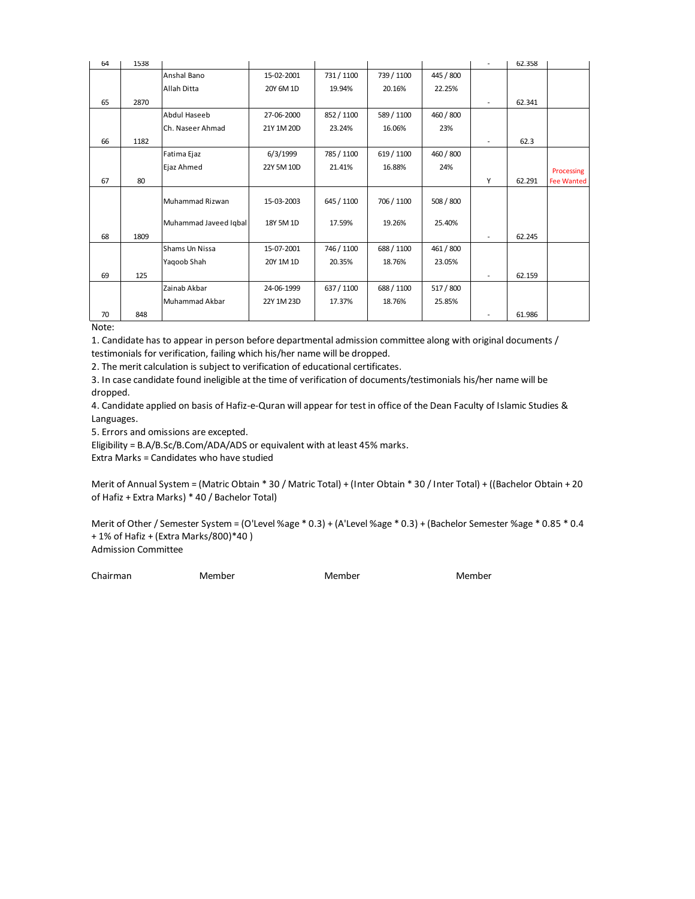| | | | | | | | | | |
|---|---|---|---|---|---|---|---|---|---|
| 64 | 1538 | | | | | | - | 62.358 | |
| 65 | 2870 | Anshal Bano<br>Allah Ditta | 15-02-2001<br>20Y 6M 1D | 731 / 1100<br>19.94% | 739 / 1100<br>20.16% | 445 / 800<br>22.25% | - | 62.341 | |
| 66 | 1182 | Abdul Haseeb<br>Ch. Naseer Ahmad | 27-06-2000<br>21Y 1M 20D | 852 / 1100<br>23.24% | 589 / 1100<br>16.06% | 460 / 800<br>23% | - | 62.3 | |
| 67 | 80 | Fatima Ejaz<br>Ejaz Ahmed | 6/3/1999<br>22Y 5M 10D | 785 / 1100<br>21.41% | 619 / 1100<br>16.88% | 460 / 800<br>24% | Y | 62.291 | Processing Fee Wanted |
| 68 | 1809 | Muhammad Rizwan<br>Muhammad Javeed Iqbal | 15-03-2003<br>18Y 5M 1D | 645 / 1100<br>17.59% | 706 / 1100<br>19.26% | 508 / 800<br>25.40% | - | 62.245 | |
| 69 | 125 | Shams Un Nissa<br>Yaqoob Shah | 15-07-2001<br>20Y 1M 1D | 746 / 1100<br>20.35% | 688 / 1100<br>18.76% | 461 / 800<br>23.05% | - | 62.159 | |
| 70 | 848 | Zainab Akbar<br>Muhammad Akbar | 24-06-1999<br>22Y 1M 23D | 637 / 1100<br>17.37% | 688 / 1100<br>18.76% | 517 / 800<br>25.85% | - | 61.986 | |

Note:

1. Candidate has to appear in person before departmental admission committee along with original documents / testimonials for verification, failing which his/her name will be dropped.
2. The merit calculation is subject to verification of educational certificates.
3. In case candidate found ineligible at the time of verification of documents/testimonials his/her name will be dropped.
4. Candidate applied on basis of Hafiz-e-Quran will appear for test in office of the Dean Faculty of Islamic Studies & Languages.
5. Errors and omissions are excepted.

Eligibility = B.A/B.Sc/B.Com/ADA/ADS or equivalent with at least 45% marks.
Extra Marks = Candidates who have studied

Merit of Annual System = (Matric Obtain * 30 / Matric Total) + (Inter Obtain * 30 / Inter Total) + ((Bachelor Obtain + 20 of Hafiz + Extra Marks) * 40 / Bachelor Total)

Merit of Other / Semester System = (O'Level %age * 0.3) + (A'Level %age * 0.3) + (Bachelor Semester %age * 0.85 * 0.4 + 1% of Hafiz + (Extra Marks/800)*40 )

Admission Committee

Chairman Member Member Member